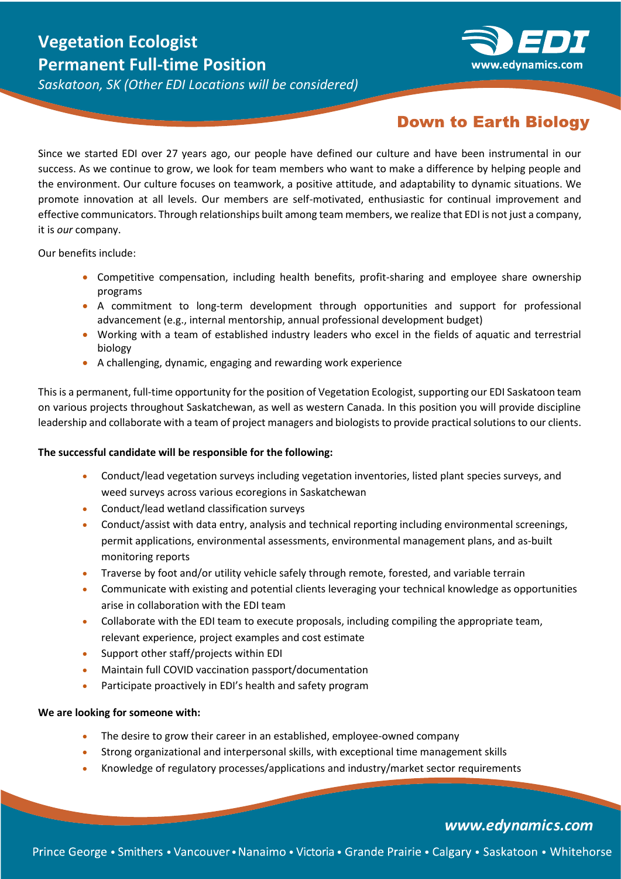# Vegetation Ecologist
# Permanent Full-time Position

*Saskatoon, SK (Other EDI Locations will be considered)*

**Down to Earth Biology**

Since we started EDI over 27 years ago, our people have defined our culture and have been instrumental in our success. As we continue to grow, we look for team members who want to make a difference by helping people and the environment. Our culture focuses on teamwork, a positive attitude, and adaptability to dynamic situations. We promote innovation at all levels. Our members are self-motivated, enthusiastic for continual improvement and effective communicators. Through relationships built among team members, we realize that EDI is not just a company, it is *our* company.

Our benefits include:

- Competitive compensation, including health benefits, profit-sharing and employee share ownership programs
- A commitment to long-term development through opportunities and support for professional advancement (e.g., internal mentorship, annual professional development budget)
- Working with a team of established industry leaders who excel in the fields of aquatic and terrestrial biology
- A challenging, dynamic, engaging and rewarding work experience

This is a permanent, full-time opportunity for the position of Vegetation Ecologist, supporting our EDI Saskatoon team on various projects throughout Saskatchewan, as well as western Canada. In this position you will provide discipline leadership and collaborate with a team of project managers and biologists to provide practical solutions to our clients.

**The successful candidate will be responsible for the following:**

- Conduct/lead vegetation surveys including vegetation inventories, listed plant species surveys, and weed surveys across various ecoregions in Saskatchewan
- Conduct/lead wetland classification surveys
- Conduct/assist with data entry, analysis and technical reporting including environmental screenings, permit applications, environmental assessments, environmental management plans, and as-built monitoring reports
- Traverse by foot and/or utility vehicle safely through remote, forested, and variable terrain
- Communicate with existing and potential clients leveraging your technical knowledge as opportunities arise in collaboration with the EDI team
- Collaborate with the EDI team to execute proposals, including compiling the appropriate team, relevant experience, project examples and cost estimate
- Support other staff/projects within EDI
- Maintain full COVID vaccination passport/documentation
- Participate proactively in EDI's health and safety program

**We are looking for someone with:**

- The desire to grow their career in an established, employee-owned company
- Strong organizational and interpersonal skills, with exceptional time management skills
- Knowledge of regulatory processes/applications and industry/market sector requirements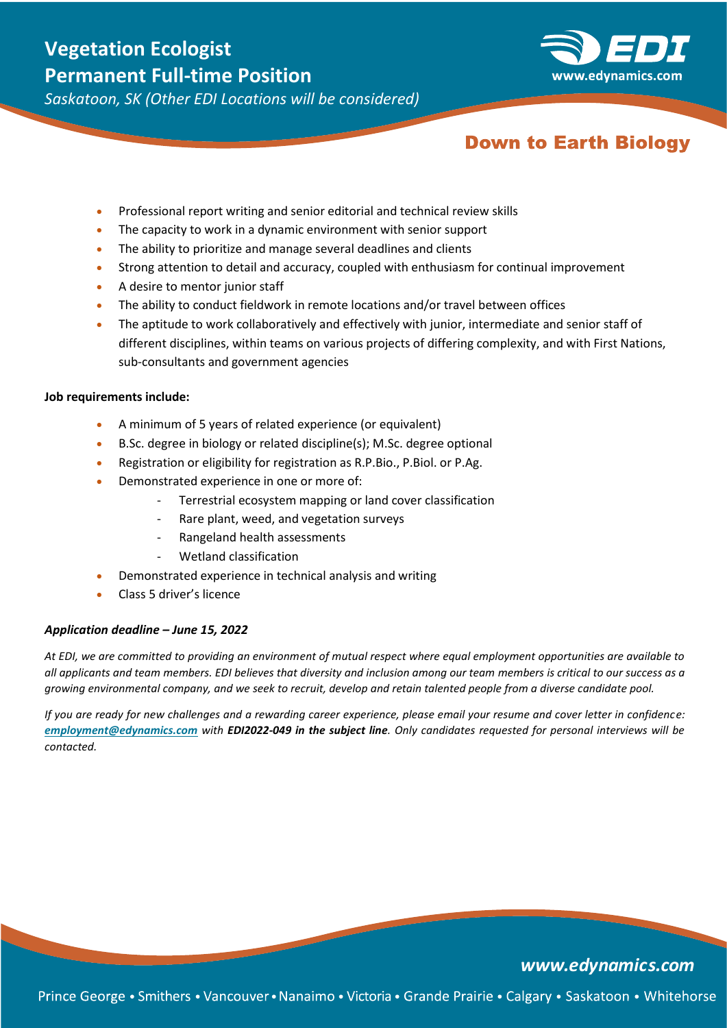# Vegetation Ecologist
## Permanent Full-time Position

*Saskatoon, SK (Other EDI Locations will be considered)*

**Down to Earth Biology**

- Professional report writing and senior editorial and technical review skills
- The capacity to work in a dynamic environment with senior support
- The ability to prioritize and manage several deadlines and clients
- Strong attention to detail and accuracy, coupled with enthusiasm for continual improvement
- A desire to mentor junior staff
- The ability to conduct fieldwork in remote locations and/or travel between offices
- The aptitude to work collaboratively and effectively with junior, intermediate and senior staff of different disciplines, within teams on various projects of differing complexity, and with First Nations, sub-consultants and government agencies

**Job requirements include:**

- A minimum of 5 years of related experience (or equivalent)
- B.Sc. degree in biology or related discipline(s); M.Sc. degree optional
- Registration or eligibility for registration as R.P.Bio., P.Biol. or P.Ag.
- Demonstrated experience in one or more of:
  - Terrestrial ecosystem mapping or land cover classification
  - Rare plant, weed, and vegetation surveys
  - Rangeland health assessments
  - Wetland classification
- Demonstrated experience in technical analysis and writing
- Class 5 driver's licence

***Application deadline – June 15, 2022***

*At EDI, we are committed to providing an environment of mutual respect where equal employment opportunities are available to all applicants and team members. EDI believes that diversity and inclusion among our team members is critical to our success as a growing environmental company, and we seek to recruit, develop and retain talented people from a diverse candidate pool.*

*If you are ready for new challenges and a rewarding career experience, please email your resume and cover letter in confidence: **employment@edynamics.com** with **EDI2022-049 in the subject line**. Only candidates requested for personal interviews will be contacted.*

*www.edynamics.com*

Prince George • Smithers • Vancouver • Nanaimo • Victoria • Grande Prairie • Calgary • Saskatoon • Whitehorse